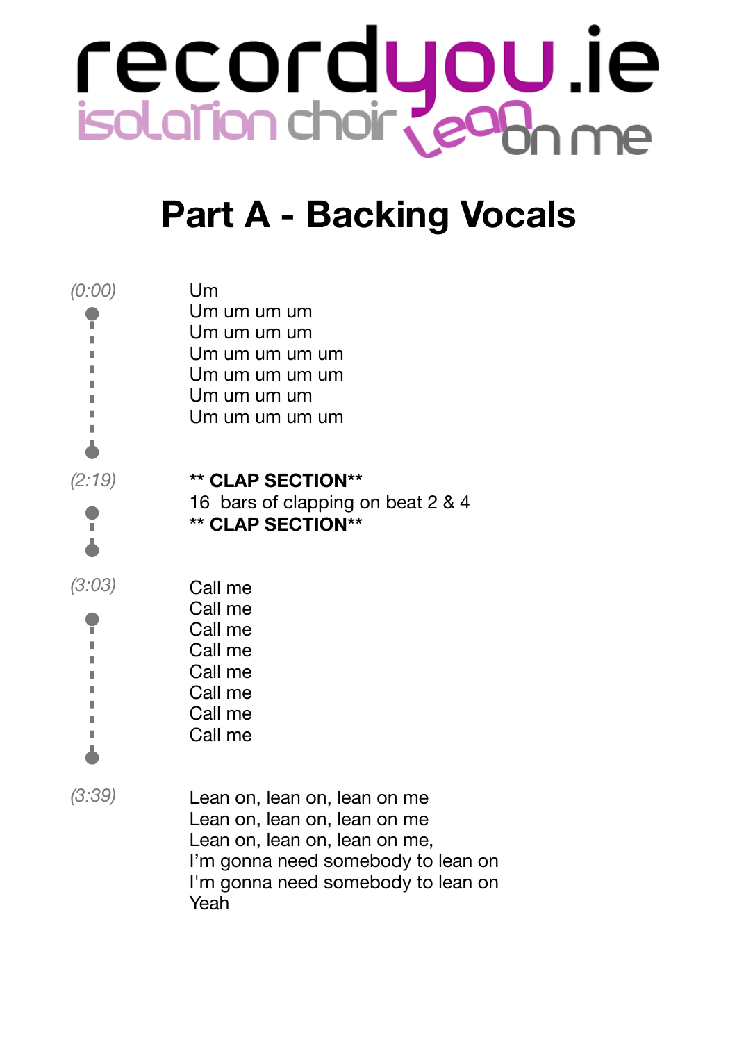# recordyou.ie

isolation choir lean on me

## Part A - Backing Vocals

*(0:00)*

Um
Um um um um
Um um um um
Um um um um um
Um um um um um
Um um um um
Um um um um um

*(2:19)*

**\*\* CLAP SECTION\*\***
16 bars of clapping on beat 2 & 4
**\*\* CLAP SECTION\*\***

*(3:03)*

Call me
Call me
Call me
Call me
Call me
Call me
Call me
Call me

*(3:39)*

Lean on, lean on, lean on me
Lean on, lean on, lean on me
Lean on, lean on, lean on me,
I'm gonna need somebody to lean on
I'm gonna need somebody to lean on
Yeah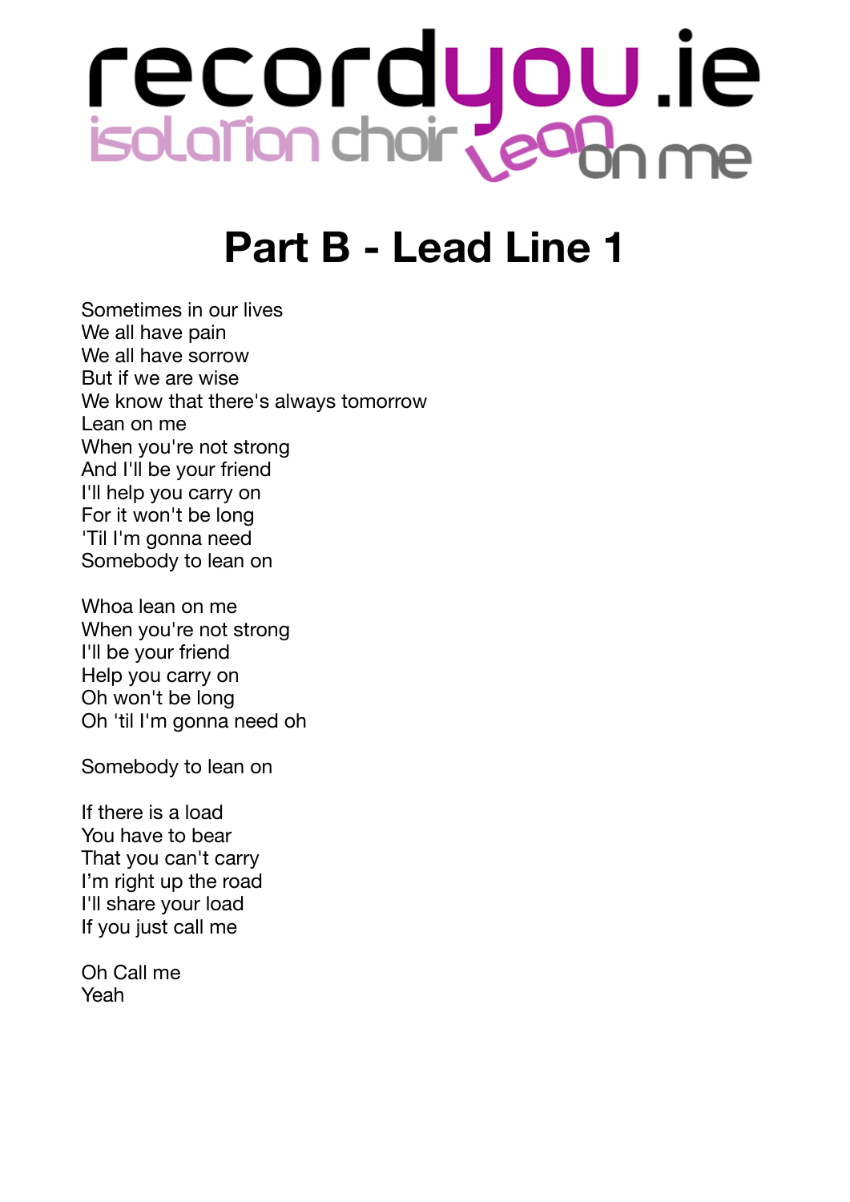recordyou.ie

isolation choir lean on me

# Part B - Lead Line 1

Sometimes in our lives
We all have pain
We all have sorrow
But if we are wise
We know that there's always tomorrow
Lean on me
When you're not strong
And I'll be your friend
I'll help you carry on
For it won't be long
'Til I'm gonna need
Somebody to lean on

Whoa lean on me
When you're not strong
I'll be your friend
Help you carry on
Oh won't be long
Oh 'til I'm gonna need oh

Somebody to lean on

If there is a load
You have to bear
That you can't carry
I'm right up the road
I'll share your load
If you just call me

Oh Call me
Yeah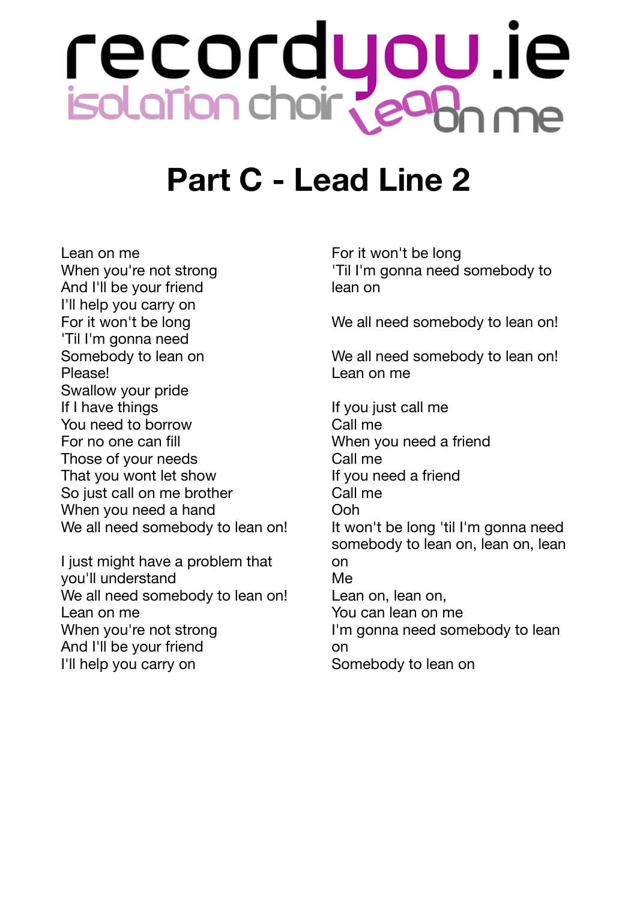recordyou.ie

isolation choir lean on me

# Part C - Lead Line 2

Lean on me
When you're not strong
And I'll be your friend
I'll help you carry on
For it won't be long
'Til I'm gonna need
Somebody to lean on
Please!
Swallow your pride
If I have things
You need to borrow
For no one can fill
Those of your needs
That you wont let show
So just call on me brother
When you need a hand
We all need somebody to lean on!

I just might have a problem that you'll understand
We all need somebody to lean on!
Lean on me
When you're not strong
And I'll be your friend
I'll help you carry on
For it won't be long
'Til I'm gonna need somebody to lean on

We all need somebody to lean on!

We all need somebody to lean on!
Lean on me

If you just call me
Call me
When you need a friend
Call me
If you need a friend
Call me
Ooh
It won't be long 'til I'm gonna need somebody to lean on, lean on, lean on
Me
Lean on, lean on,
You can lean on me
I'm gonna need somebody to lean on
Somebody to lean on